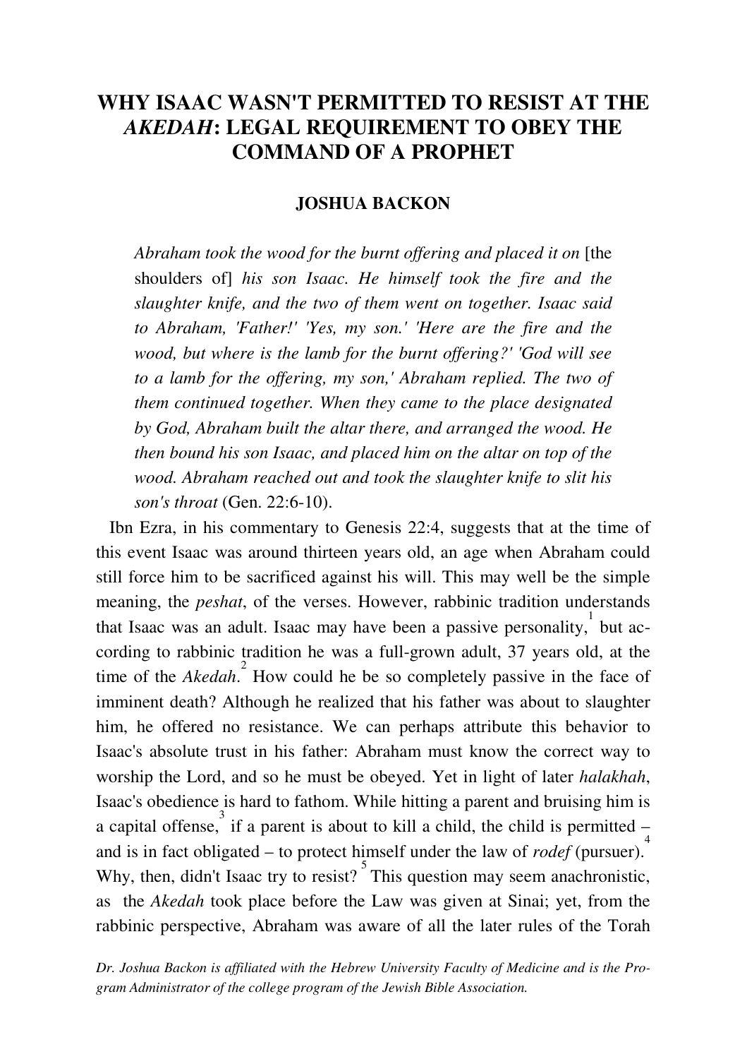# WHY ISAAC WASN'T PERMITTED TO RESIST AT THE *AKEDAH*: LEGAL REQUIREMENT TO OBEY THE COMMAND OF A PROPHET

**JOSHUA BACKON**

> *Abraham took the wood for the burnt offering and placed it on* [the shoulders of] *his son Isaac. He himself took the fire and the slaughter knife, and the two of them went on together. Isaac said to Abraham, 'Father!' 'Yes, my son.' 'Here are the fire and the wood, but where is the lamb for the burnt offering?' 'God will see to a lamb for the offering, my son,' Abraham replied. The two of them continued together. When they came to the place designated by God, Abraham built the altar there, and arranged the wood. He then bound his son Isaac, and placed him on the altar on top of the wood. Abraham reached out and took the slaughter knife to slit his son's throat* (Gen. 22:6-10).

Ibn Ezra, in his commentary to Genesis 22:4, suggests that at the time of this event Isaac was around thirteen years old, an age when Abraham could still force him to be sacrificed against his will. This may well be the simple meaning, the *peshat*, of the verses. However, rabbinic tradition understands that Isaac was an adult. Isaac may have been a passive personality,[1] but according to rabbinic tradition he was a full-grown adult, 37 years old, at the time of the *Akedah*.[2] How could he be so completely passive in the face of imminent death? Although he realized that his father was about to slaughter him, he offered no resistance. We can perhaps attribute this behavior to Isaac's absolute trust in his father: Abraham must know the correct way to worship the Lord, and so he must be obeyed. Yet in light of later *halakhah*, Isaac's obedience is hard to fathom. While hitting a parent and bruising him is a capital offense,[3] if a parent is about to kill a child, the child is permitted – and is in fact obligated – to protect himself under the law of *rodef* (pursuer).[4] Why, then, didn't Isaac try to resist?[5] This question may seem anachronistic, as the *Akedah* took place before the Law was given at Sinai; yet, from the rabbinic perspective, Abraham was aware of all the later rules of the Torah

*Dr. Joshua Backon is affiliated with the Hebrew University Faculty of Medicine and is the Program Administrator of the college program of the Jewish Bible Association.*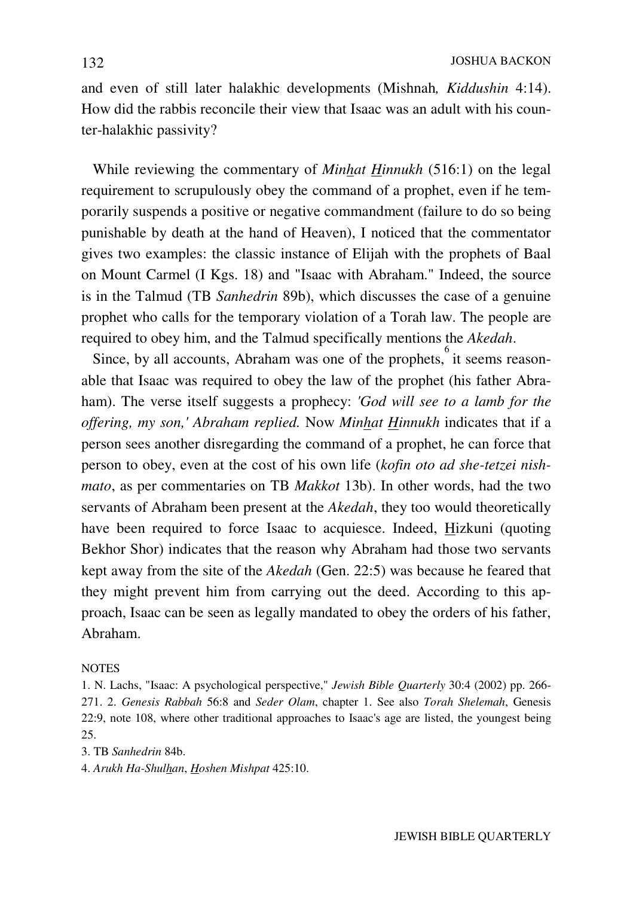and even of still later halakhic developments (Mishnah*, Kiddushin* 4:14). How did the rabbis reconcile their view that Isaac was an adult with his counter-halakhic passivity?

While reviewing the commentary of *Minhat Hinnukh* (516:1) on the legal requirement to scrupulously obey the command of a prophet, even if he temporarily suspends a positive or negative commandment (failure to do so being punishable by death at the hand of Heaven), I noticed that the commentator gives two examples: the classic instance of Elijah with the prophets of Baal on Mount Carmel (I Kgs. 18) and "Isaac with Abraham." Indeed, the source is in the Talmud (TB *Sanhedrin* 89b), which discusses the case of a genuine prophet who calls for the temporary violation of a Torah law. The people are required to obey him, and the Talmud specifically mentions the *Akedah*.

Since, by all accounts, Abraham was one of the prophets,[6] it seems reasonable that Isaac was required to obey the law of the prophet (his father Abraham). The verse itself suggests a prophecy: *'God will see to a lamb for the offering, my son,' Abraham replied.* Now *Minhat Hinnukh* indicates that if a person sees another disregarding the command of a prophet, he can force that person to obey, even at the cost of his own life (*kofin oto ad she-tetzei nishmato*, as per commentaries on TB *Makkot* 13b). In other words, had the two servants of Abraham been present at the *Akedah*, they too would theoretically have been required to force Isaac to acquiesce. Indeed, Hizkuni (quoting Bekhor Shor) indicates that the reason why Abraham had those two servants kept away from the site of the *Akedah* (Gen. 22:5) was because he feared that they might prevent him from carrying out the deed. According to this approach, Isaac can be seen as legally mandated to obey the orders of his father, Abraham.

NOTES

1. N. Lachs, "Isaac: A psychological perspective," *Jewish Bible Quarterly* 30:4 (2002) pp. 266-271. 2. *Genesis Rabbah* 56:8 and *Seder Olam*, chapter 1. See also *Torah Shelemah*, Genesis 22:9, note 108, where other traditional approaches to Isaac's age are listed, the youngest being 25.

3. TB *Sanhedrin* 84b.

4. *Arukh Ha-Shulhan*, *Hoshen Mishpat* 425:10.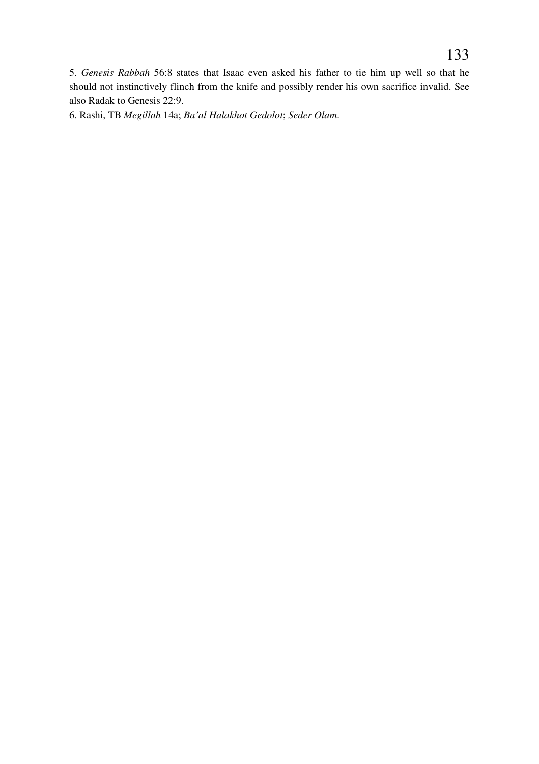5. *Genesis Rabbah* 56:8 states that Isaac even asked his father to tie him up well so that he should not instinctively flinch from the knife and possibly render his own sacrifice invalid. See also Radak to Genesis 22:9.

6. Rashi, TB *Megillah* 14a; *Ba'al Halakhot Gedolot*; *Seder Olam*.